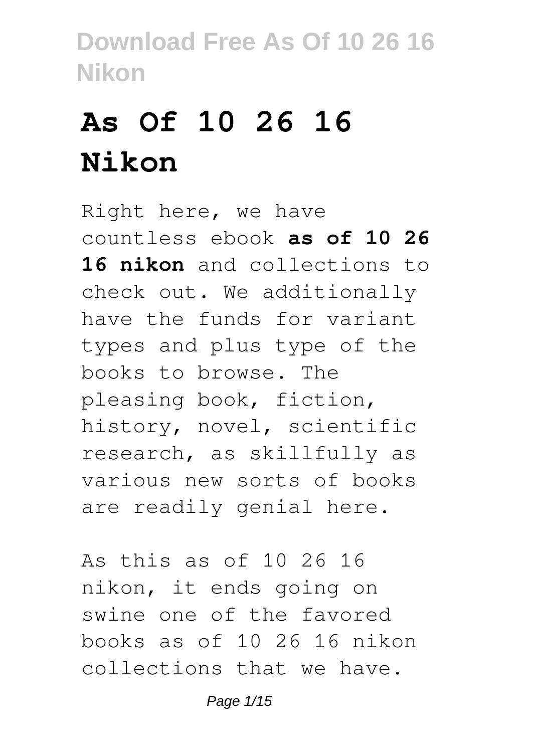# As Of 10 26 16 Nikon

Right here, we have countless ebook **as of 10 26 16 nikon** and collections to check out. We additionally have the funds for variant types and plus type of the books to browse. The pleasing book, fiction, history, novel, scientific research, as skillfully as various new sorts of books are readily genial here.

As this as of 10 26 16 nikon, it ends going on swine one of the favored books as of 10 26 16 nikon collections that we have.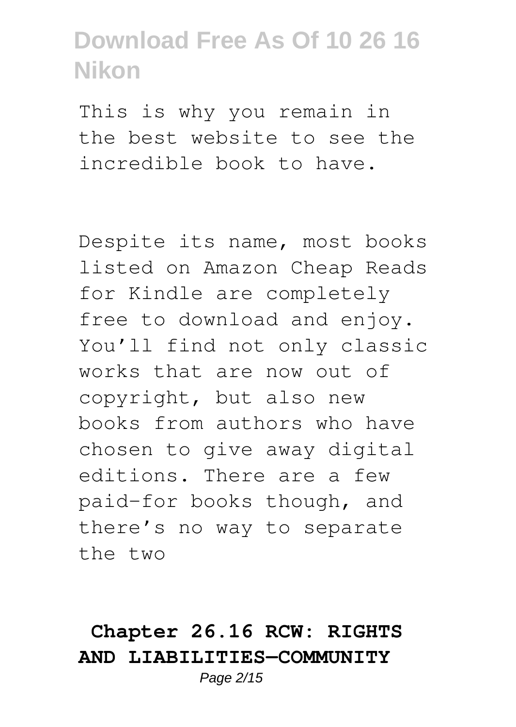This is why you remain in the best website to see the incredible book to have.

Despite its name, most books listed on Amazon Cheap Reads for Kindle are completely free to download and enjoy. You'll find not only classic works that are now out of copyright, but also new books from authors who have chosen to give away digital editions. There are a few paid-for books though, and there's no way to separate the two

## Chapter 26.16 RCW: RIGHTS AND LIABILITIES—COMMUNITY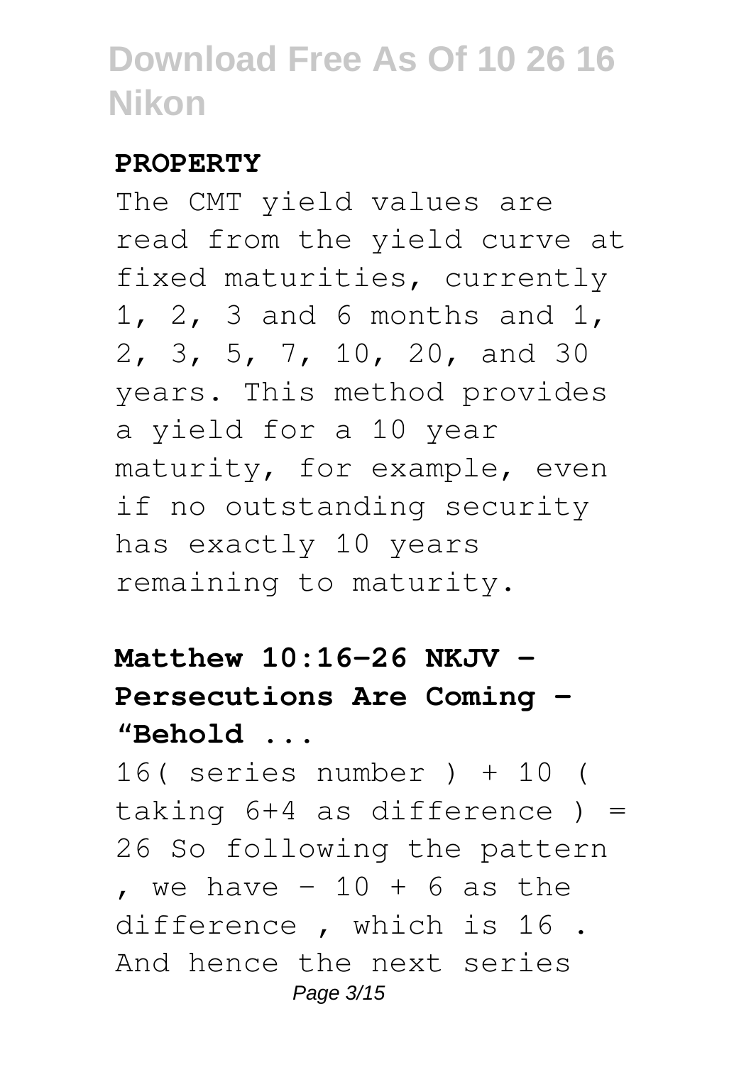**PROPERTY**

The CMT yield values are read from the yield curve at fixed maturities, currently 1, 2, 3 and 6 months and 1, 2, 3, 5, 7, 10, 20, and 30 years. This method provides a yield for a 10 year maturity, for example, even if no outstanding security has exactly 10 years remaining to maturity.

**Matthew 10:16-26 NKJV - Persecutions Are Coming - "Behold ...**

16( series number ) + 10 ( taking 6+4 as difference ) = 26 So following the pattern , we have - 10 + 6 as the difference , which is 16 . And hence the next series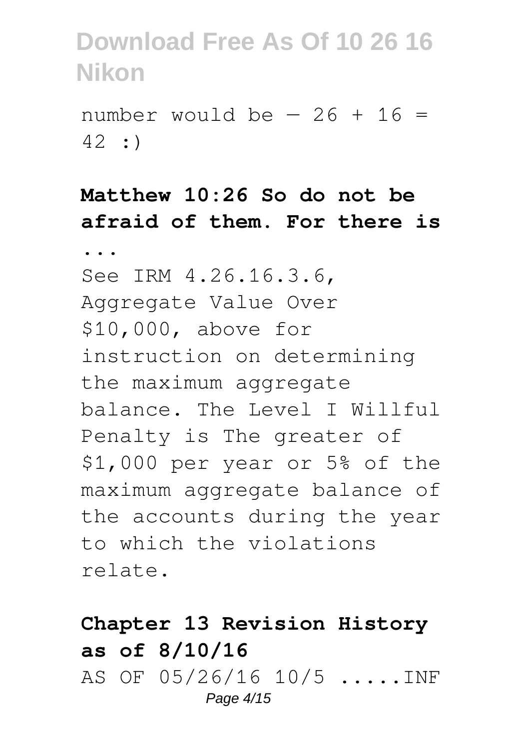number would be — 26 + 16 = 42 :)

**Matthew 10:26 So do not be afraid of them. For there is ...**

See IRM 4.26.16.3.6, Aggregate Value Over $10,000, above for instruction on determining the maximum aggregate balance. The Level I Willful Penalty is The greater of $1,000 per year or 5% of the maximum aggregate balance of the accounts during the year to which the violations relate.

**Chapter 13 Revision History as of 8/10/16**

AS OF 05/26/16 10/5 .....INF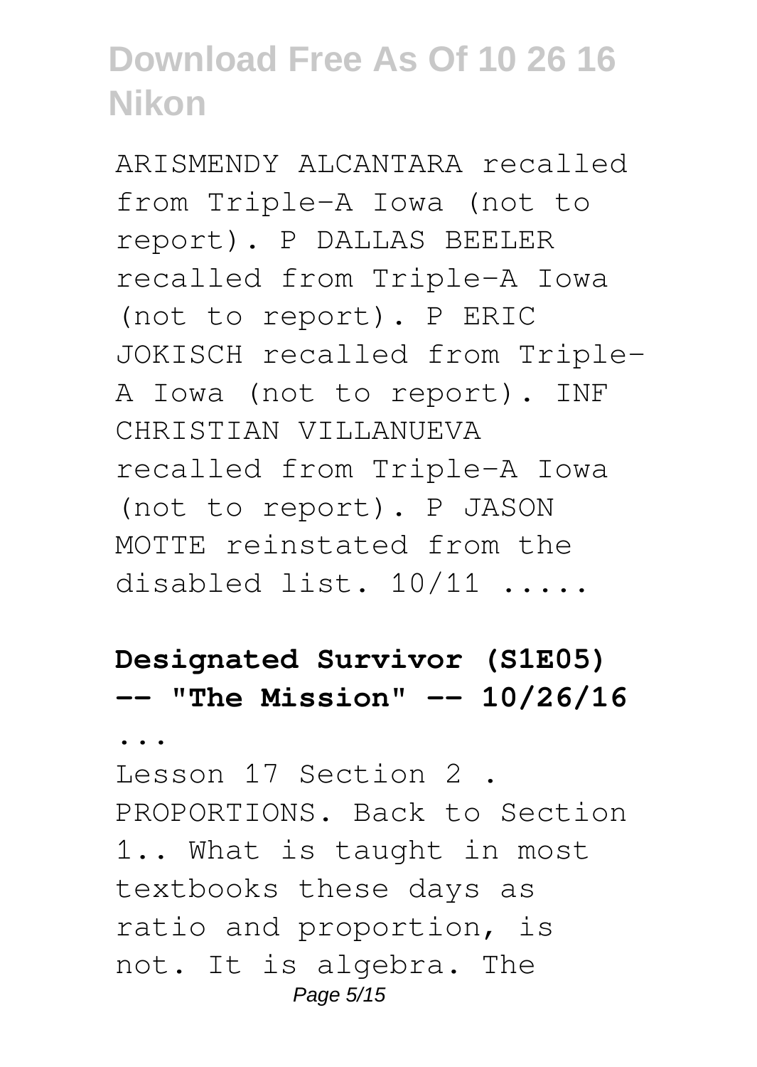ARISMENDY ALCANTARA recalled from Triple-A Iowa (not to report). P DALLAS BEELER recalled from Triple-A Iowa (not to report). P ERIC JOKISCH recalled from Triple-A Iowa (not to report). INF CHRISTIAN VILLANUEVA recalled from Triple-A Iowa (not to report). P JASON MOTTE reinstated from the disabled list. 10/11 .....

**Designated Survivor (S1E05) -- "The Mission" -- 10/26/16 ...**

Lesson 17 Section 2 . PROPORTIONS. Back to Section 1.. What is taught in most textbooks these days as ratio and proportion, is not. It is algebra. The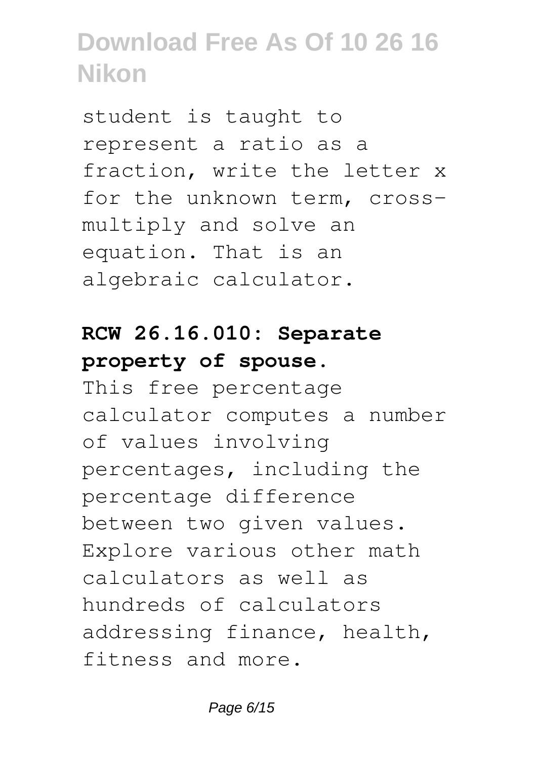student is taught to represent a ratio as a fraction, write the letter x for the unknown term, cross-multiply and solve an equation. That is an algebraic calculator.

**RCW 26.16.010: Separate property of spouse.**

This free percentage calculator computes a number of values involving percentages, including the percentage difference between two given values. Explore various other math calculators as well as hundreds of calculators addressing finance, health, fitness and more.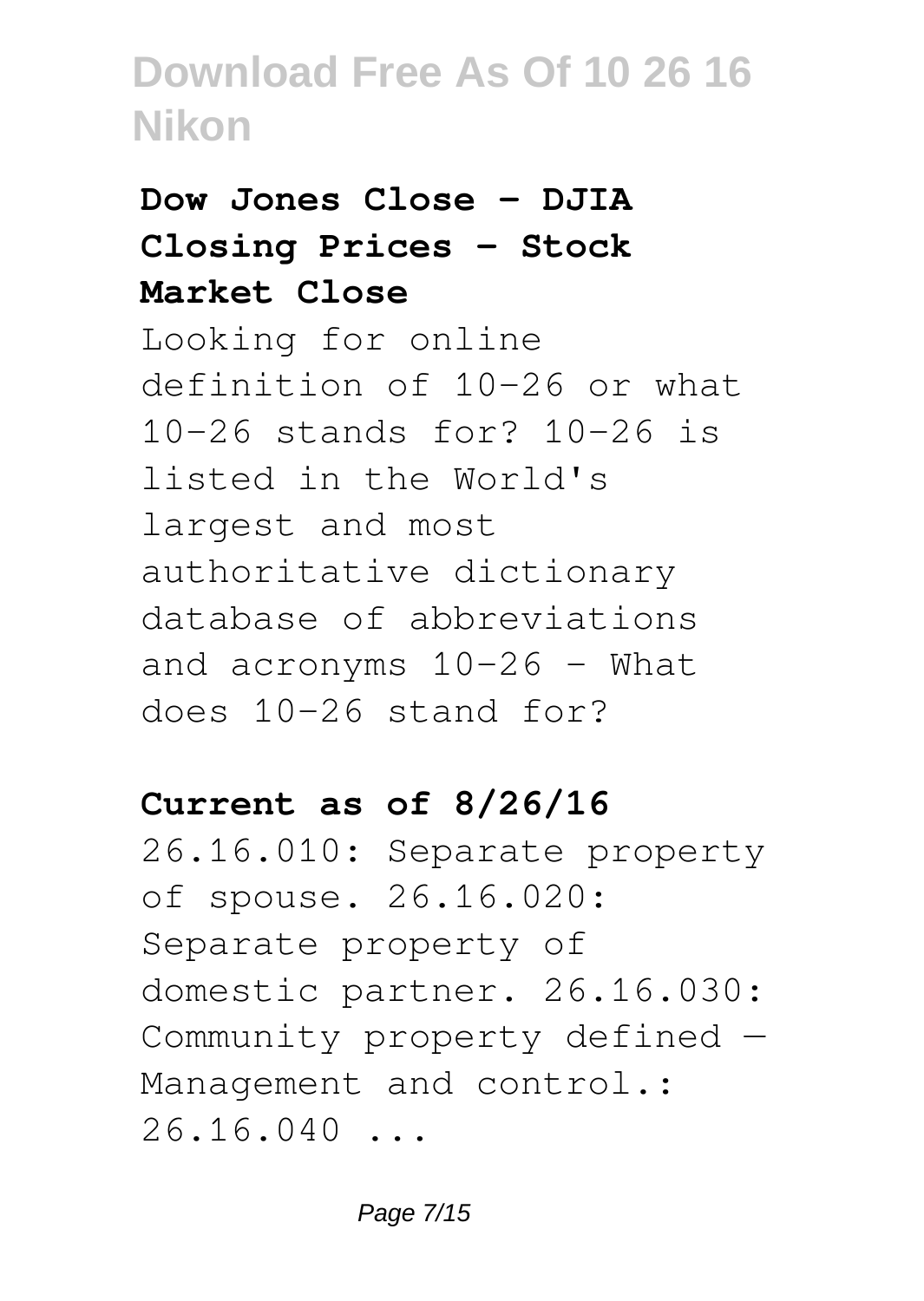### Dow Jones Close - DJIA Closing Prices - Stock Market Close

Looking for online definition of 10-26 or what 10-26 stands for? 10-26 is listed in the World's largest and most authoritative dictionary database of abbreviations and acronyms 10-26 - What does 10-26 stand for?

### Current as of 8/26/16

26.16.010: Separate property of spouse. 26.16.020: Separate property of domestic partner. 26.16.030: Community property defined — Management and control.: 26.16.040 ...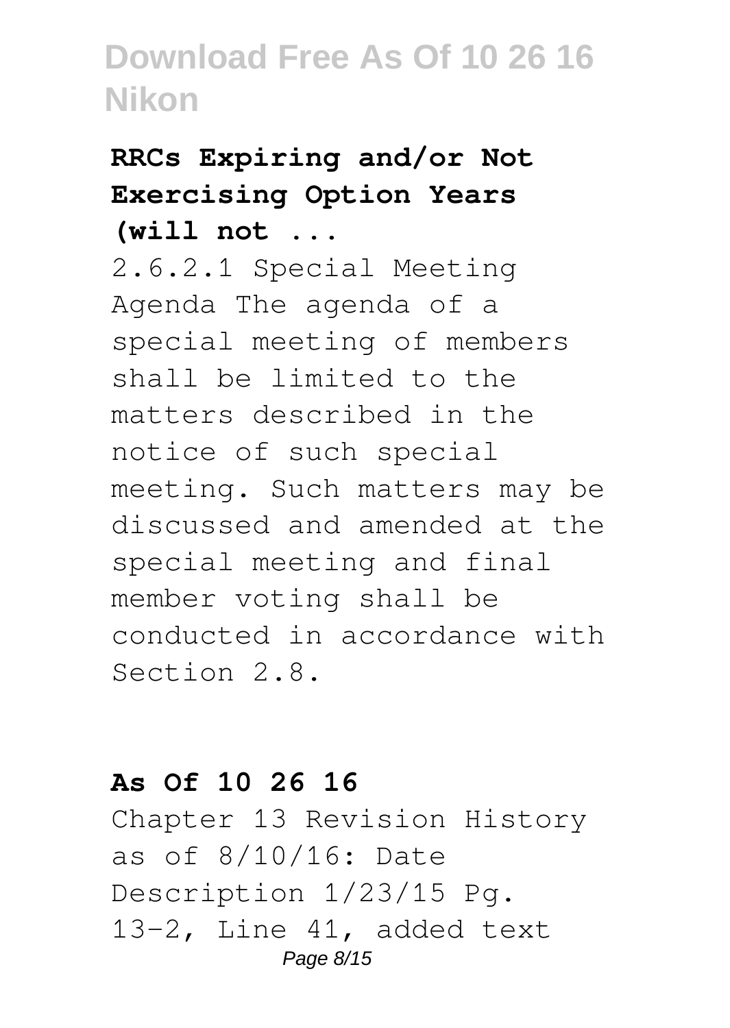## RRCs Expiring and/or Not Exercising Option Years (will not ...

2.6.2.1 Special Meeting Agenda The agenda of a special meeting of members shall be limited to the matters described in the notice of such special meeting. Such matters may be discussed and amended at the special meeting and final member voting shall be conducted in accordance with Section 2.8.

## As Of 10 26 16

Chapter 13 Revision History as of 8/10/16: Date Description 1/23/15 Pg. 13-2, Line 41, added text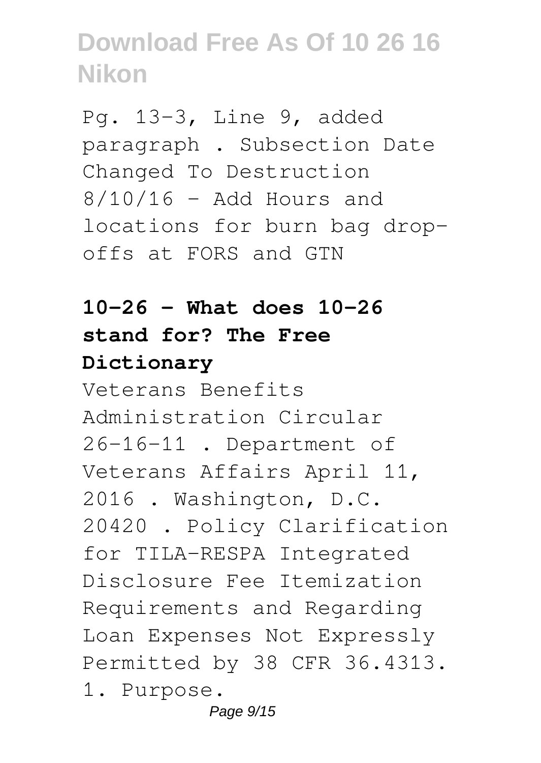Pg. 13-3, Line 9, added paragraph . Subsection Date Changed To Destruction 8/10/16 - Add Hours and locations for burn bag drop-offs at FORS and GTN

## 10-26 - What does 10-26 stand for? The Free Dictionary

Veterans Benefits Administration Circular 26-16-11 . Department of Veterans Affairs April 11, 2016 . Washington, D.C. 20420 . Policy Clarification for TILA-RESPA Integrated Disclosure Fee Itemization Requirements and Regarding Loan Expenses Not Expressly Permitted by 38 CFR 36.4313. 1. Purpose.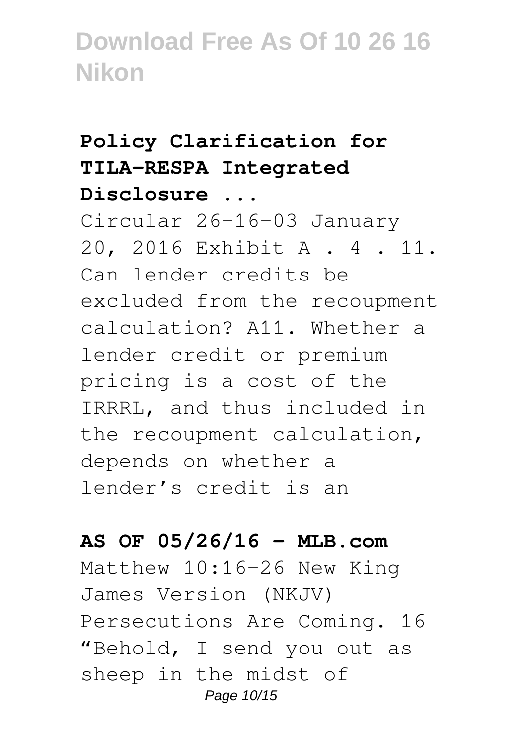### Policy Clarification for TILA-RESPA Integrated Disclosure ...

Circular 26-16-03 January 20, 2016 Exhibit A . 4 . 11. Can lender credits be excluded from the recoupment calculation? A11. Whether a lender credit or premium pricing is a cost of the IRRRL, and thus included in the recoupment calculation, depends on whether a lender's credit is an

### AS OF 05/26/16 - MLB.com

Matthew 10:16-26 New King James Version (NKJV) Persecutions Are Coming. 16 "Behold, I send you out as sheep in the midst of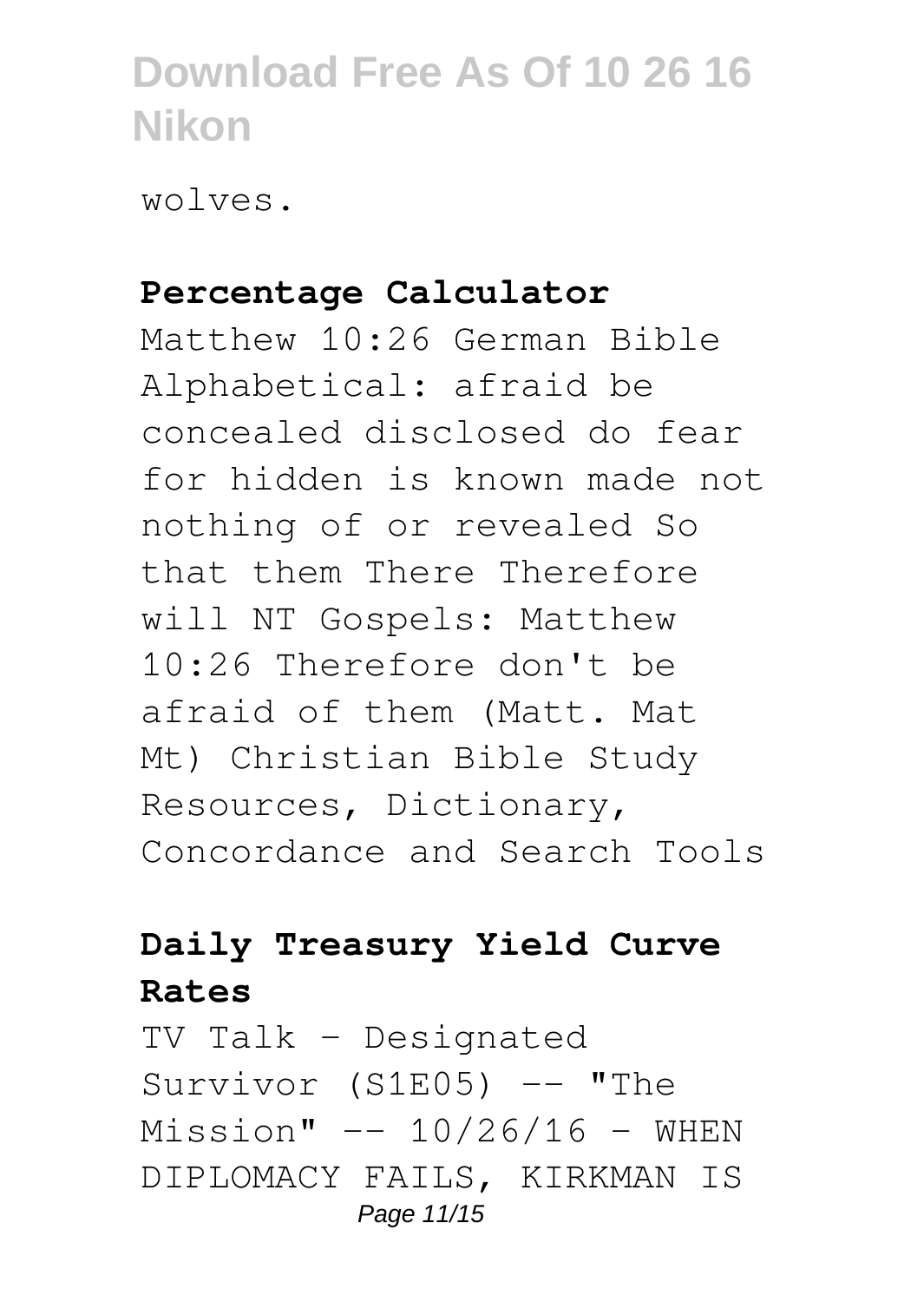wolves.

**Percentage Calculator**

Matthew 10:26 German Bible Alphabetical: afraid be concealed disclosed do fear for hidden is known made not nothing of or revealed So that them There Therefore will NT Gospels: Matthew 10:26 Therefore don't be afraid of them (Matt. Mat Mt) Christian Bible Study Resources, Dictionary, Concordance and Search Tools

**Daily Treasury Yield Curve Rates**

TV Talk - Designated Survivor (S1E05) -- "The Mission" -- 10/26/16 - WHEN DIPLOMACY FAILS, KIRKMAN IS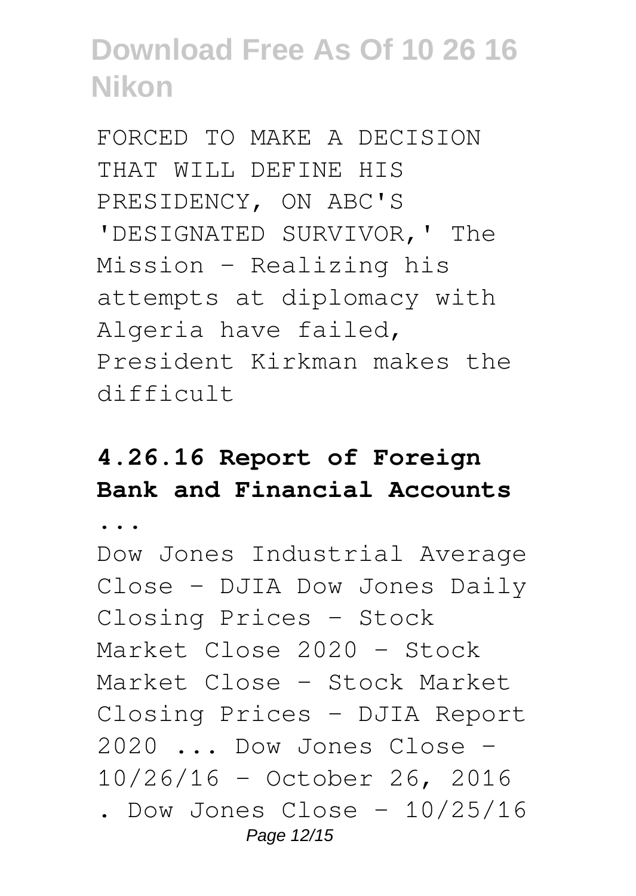FORCED TO MAKE A DECISION THAT WILL DEFINE HIS PRESIDENCY, ON ABC'S 'DESIGNATED SURVIVOR,' The Mission - Realizing his attempts at diplomacy with Algeria have failed, President Kirkman makes the difficult

### 4.26.16 Report of Foreign Bank and Financial Accounts ...

Dow Jones Industrial Average Close - DJIA Dow Jones Daily Closing Prices - Stock Market Close 2020 - Stock Market Close - Stock Market Closing Prices - DJIA Report 2020 ... Dow Jones Close - 10/26/16 - October 26, 2016 . Dow Jones Close - 10/25/16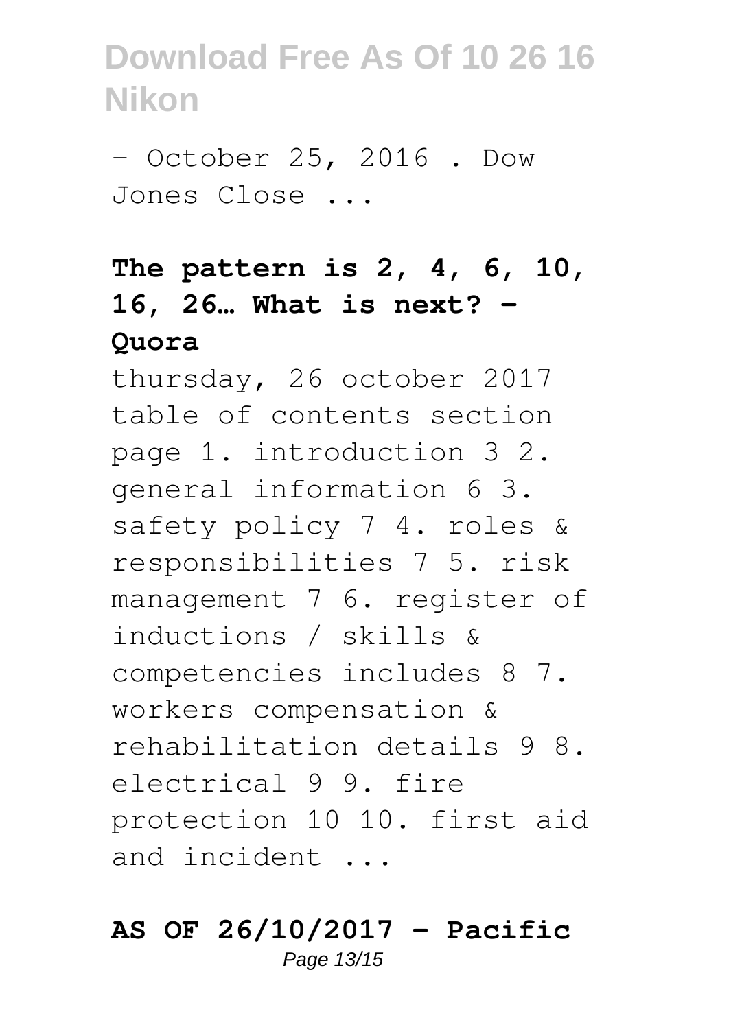- October 25, 2016 . Dow Jones Close ...

**The pattern is 2, 4, 6, 10, 16, 26… What is next? - Quora**

thursday, 26 october 2017 table of contents section page 1. introduction 3 2. general information 6 3. safety policy 7 4. roles & responsibilities 7 5. risk management 7 6. register of inductions / skills & competencies includes 8 7. workers compensation & rehabilitation details 9 8. electrical 9 9. fire protection 10 10. first aid and incident ...

**AS OF 26/10/2017 - Pacific**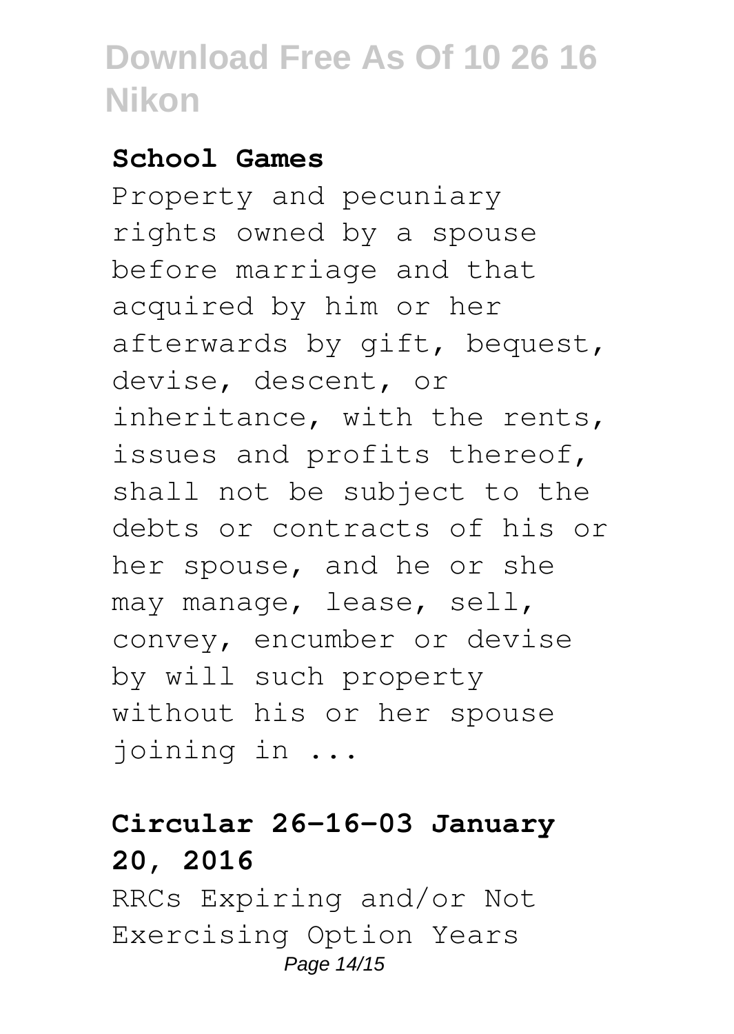### School Games

Property and pecuniary rights owned by a spouse before marriage and that acquired by him or her afterwards by gift, bequest, devise, descent, or inheritance, with the rents, issues and profits thereof, shall not be subject to the debts or contracts of his or her spouse, and he or she may manage, lease, sell, convey, encumber or devise by will such property without his or her spouse joining in ...

### Circular 26-16-03 January 20, 2016

RRCs Expiring and/or Not Exercising Option Years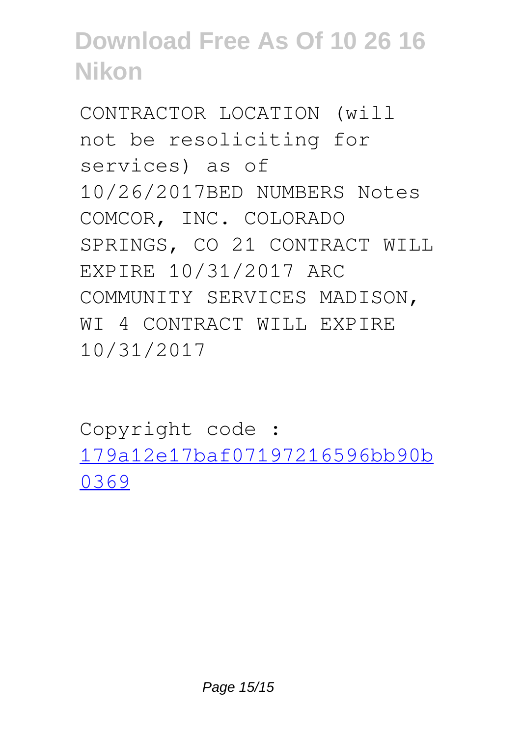CONTRACTOR LOCATION (will not be resoliciting for services) as of 10/26/2017BED NUMBERS Notes COMCOR, INC. COLORADO SPRINGS, CO 21 CONTRACT WILL EXPIRE 10/31/2017 ARC COMMUNITY SERVICES MADISON, WI 4 CONTRACT WILL EXPIRE 10/31/2017

Copyright code : 179a12e17baf07197216596bb90b0369